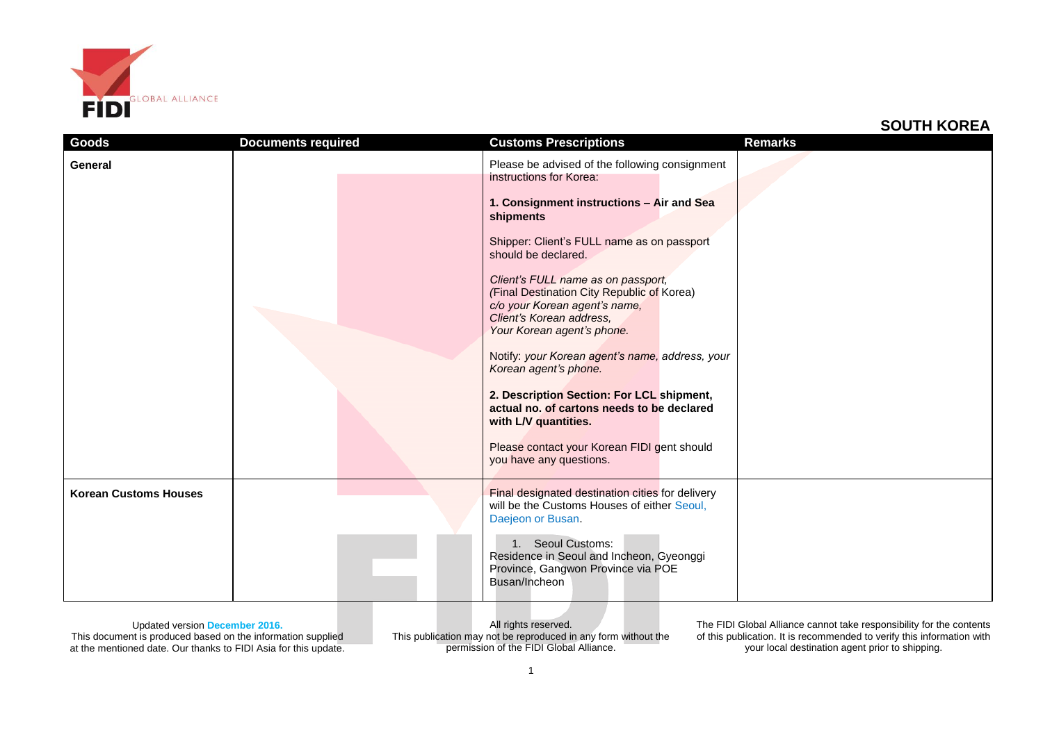## SOUTH KOREA

| Goods | Documents required | Customs Prescriptions | Remarks |
|---|---|---|---|
| **General** | | Please be advised of the following consignment instructions for Korea:<br><br>**1. Consignment instructions – Air and Sea shipments**<br><br>Shipper: Client's FULL name as on passport should be declared.<br><br>*Client's FULL name as on passport,*<br>*(*Final Destination City Republic of Korea)<br>*c/o your Korean agent's name,*<br>*Client's Korean address,*<br>*Your Korean agent's phone.*<br><br>Notify: *your Korean agent's name, address, your Korean agent's phone.*<br><br>**2. Description Section: For LCL shipment, actual no. of cartons needs to be declared with L/V quantities.**<br><br>Please contact your Korean FIDI gent should you have any questions. | |
| **Korean Customs Houses** | | Final designated destination cities for delivery will be the Customs Houses of either Seoul, Daejeon or Busan.<br><br>1. Seoul Customs:<br>Residence in Seoul and Incheon, Gyeonggi Province, Gangwon Province via POE Busan/Incheon | |

Updated version December 2016.
This document is produced based on the information supplied at the mentioned date. Our thanks to FIDI Asia for this update.

All rights reserved.
This publication may not be reproduced in any form without the permission of the FIDI Global Alliance.

The FIDI Global Alliance cannot take responsibility for the contents of this publication. It is recommended to verify this information with your local destination agent prior to shipping.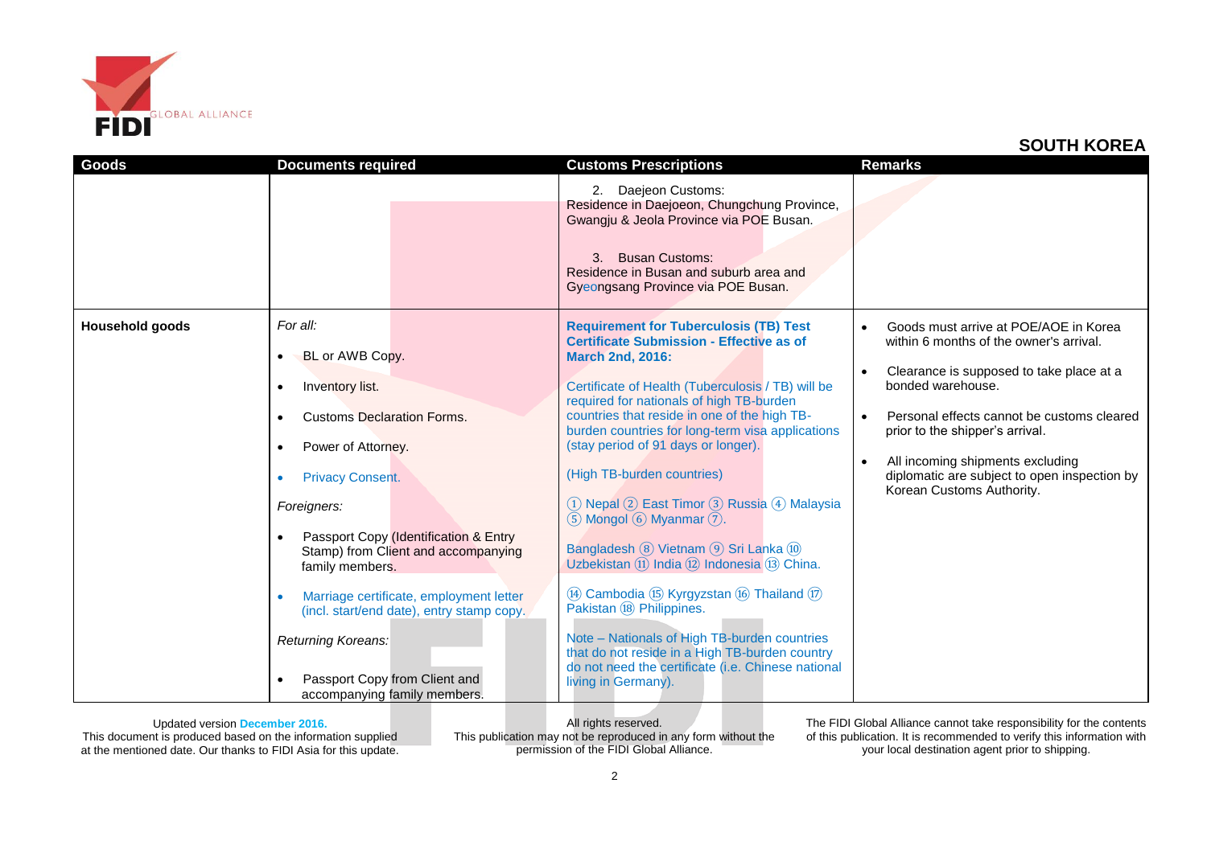## SOUTH KOREA

| Goods | Documents required | Customs Prescriptions | Remarks |
|---|---|---|---|
| | | 2. Daejeon Customs: Residence in Daejoeon, Chungchung Province, Gwangju & Jeola Province via POE Busan.<br><br>3. Busan Customs: Residence in Busan and suburb area and Gyeongsang Province via POE Busan. | |
| **Household goods** | *For all:*<br>• BL or AWB Copy.<br>• Inventory list.<br>• Customs Declaration Forms.<br>• Power of Attorney.<br>• Privacy Consent.<br><br>*Foreigners:*<br>• Passport Copy (Identification & Entry Stamp) from Client and accompanying family members.<br>• Marriage certificate, employment letter (incl. start/end date), entry stamp copy.<br><br>*Returning Koreans:*<br>• Passport Copy from Client and accompanying family members. | **Requirement for Tuberculosis (TB) Test Certificate Submission - Effective as of March 2nd, 2016:**<br><br>Certificate of Health (Tuberculosis / TB) will be required for nationals of high TB-burden countries that reside in one of the high TB-burden countries for long-term visa applications (stay period of 91 days or longer).<br><br>(High TB-burden countries)<br><br>① Nepal ② East Timor ③ Russia ④ Malaysia ⑤ Mongol ⑥ Myanmar ⑦.<br><br>Bangladesh ⑧ Vietnam ⑨ Sri Lanka ⑩ Uzbekistan ⑪ India ⑫ Indonesia ⑬ China.<br><br>⑭ Cambodia ⑮ Kyrgyzstan ⑯ Thailand ⑰ Pakistan ⑱ Philippines.<br><br>Note – Nationals of High TB-burden countries that do not reside in a High TB-burden country do not need the certificate (i.e. Chinese national living in Germany). | • Goods must arrive at POE/AOE in Korea within 6 months of the owner's arrival.<br>• Clearance is supposed to take place at a bonded warehouse.<br>• Personal effects cannot be customs cleared prior to the shipper's arrival.<br>• All incoming shipments excluding diplomatic are subject to open inspection by Korean Customs Authority. |

Updated version December 2016.
This document is produced based on the information supplied at the mentioned date. Our thanks to FIDI Asia for this update.

All rights reserved.
This publication may not be reproduced in any form without the permission of the FIDI Global Alliance.

The FIDI Global Alliance cannot take responsibility for the contents of this publication. It is recommended to verify this information with your local destination agent prior to shipping.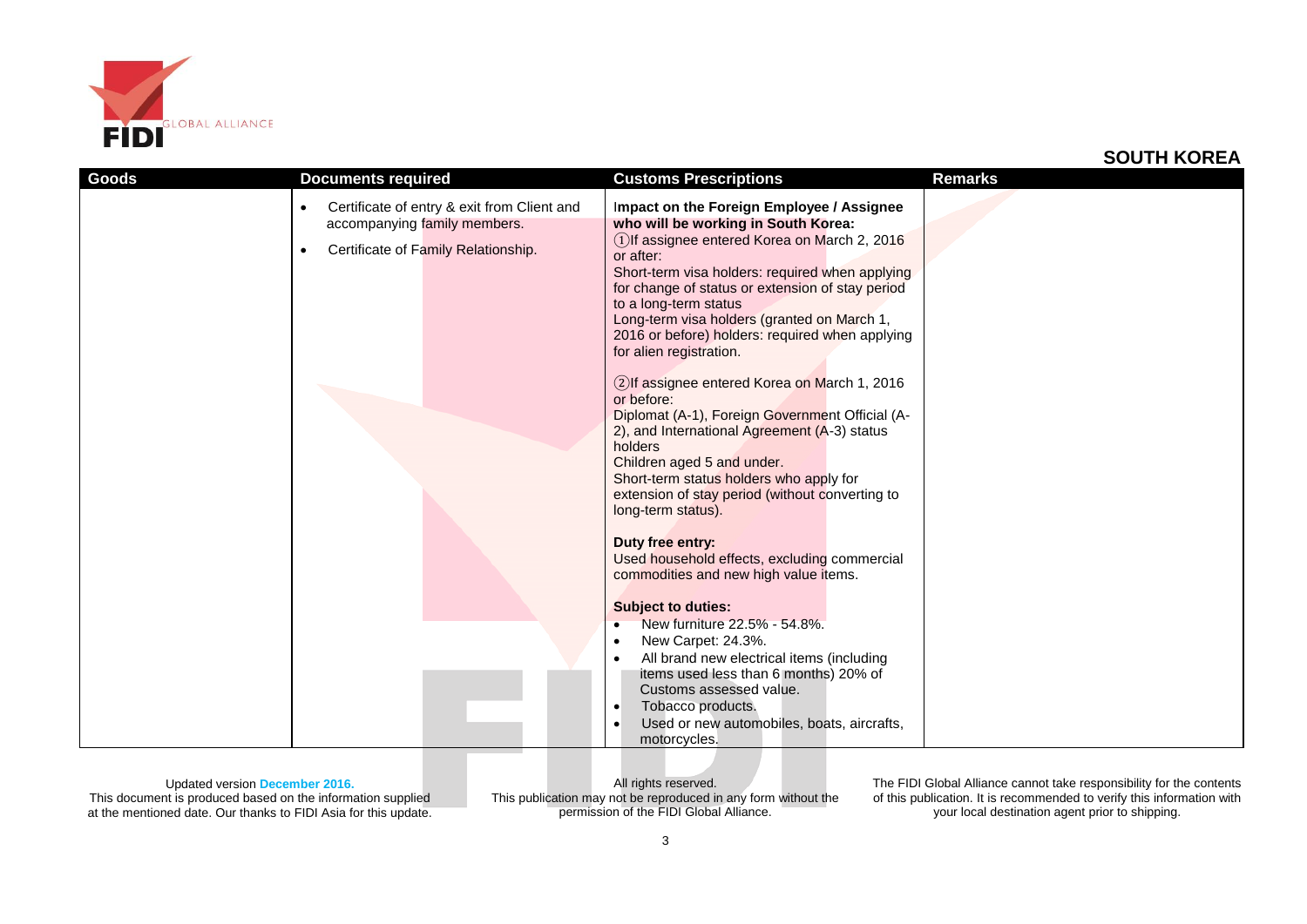## SOUTH KOREA

| Goods | Documents required | Customs Prescriptions | Remarks |
|---|---|---|---|
| | • Certificate of entry & exit from Client and accompanying family members.<br>• Certificate of Family Relationship. | **Impact on the Foreign Employee / Assignee who will be working in South Korea:**<br>①If assignee entered Korea on March 2, 2016 or after:<br>Short-term visa holders: required when applying for change of status or extension of stay period to a long-term status<br>Long-term visa holders (granted on March 1, 2016 or before) holders: required when applying for alien registration.<br><br>②If assignee entered Korea on March 1, 2016 or before:<br>Diplomat (A-1), Foreign Government Official (A-2), and International Agreement (A-3) status holders<br>Children aged 5 and under.<br>Short-term status holders who apply for extension of stay period (without converting to long-term status).<br><br>**Duty free entry:**<br>Used household effects, excluding commercial commodities and new high value items.<br><br>**Subject to duties:**<br>• New furniture 22.5% - 54.8%.<br>• New Carpet: 24.3%.<br>• All brand new electrical items (including items used less than 6 months) 20% of Customs assessed value.<br>• Tobacco products.<br>• Used or new automobiles, boats, aircrafts, motorcycles. | |

Updated version December 2016.
This document is produced based on the information supplied at the mentioned date. Our thanks to FIDI Asia for this update.

All rights reserved.
This publication may not be reproduced in any form without the permission of the FIDI Global Alliance.

The FIDI Global Alliance cannot take responsibility for the contents of this publication. It is recommended to verify this information with your local destination agent prior to shipping.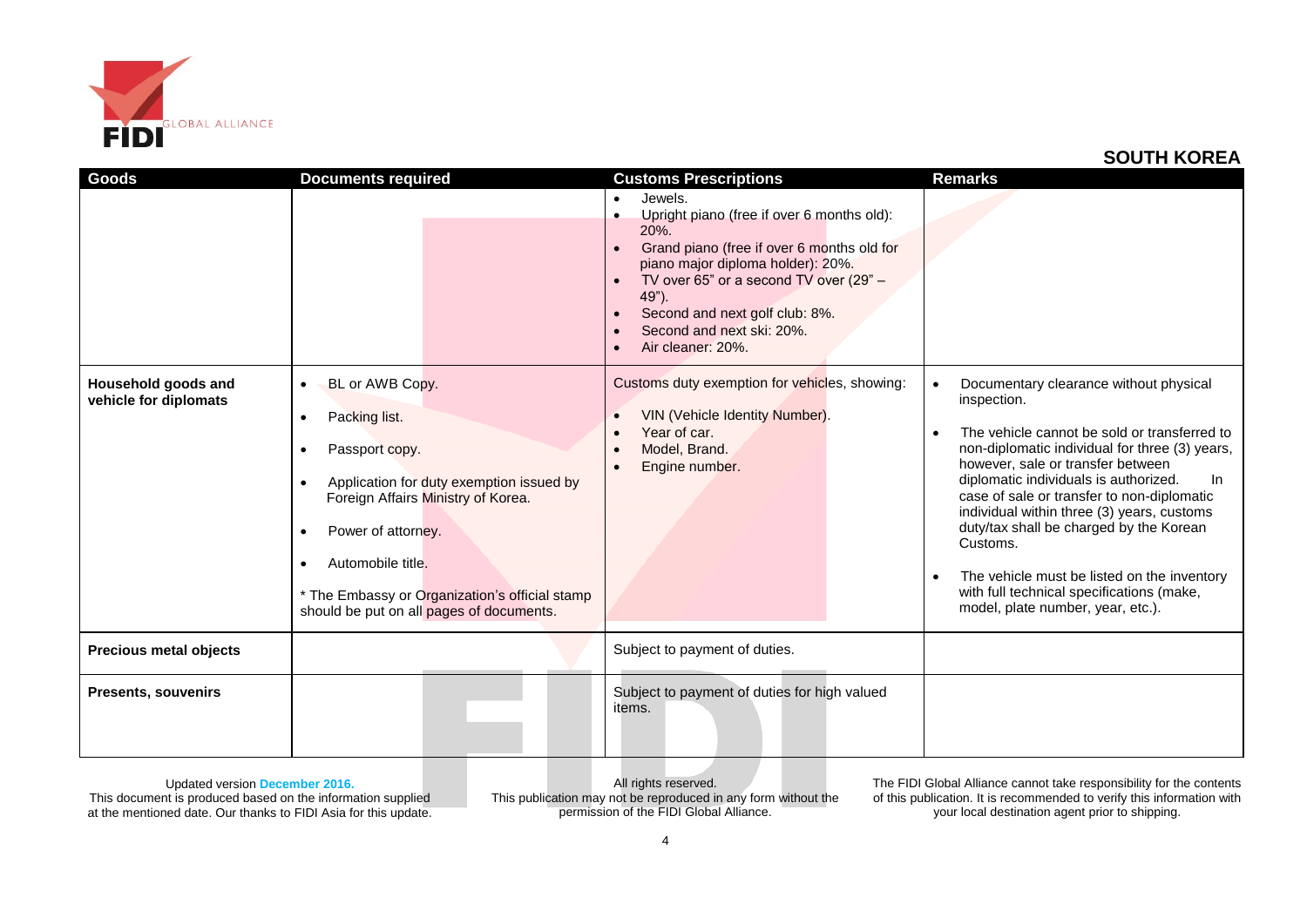## SOUTH KOREA

| Goods | Documents required | Customs Prescriptions | Remarks |
|---|---|---|---|
| | | • Jewels.<br>• Upright piano (free if over 6 months old): 20%.<br>• Grand piano (free if over 6 months old for piano major diploma holder): 20%.<br>• TV over 65" or a second TV over (29" – 49").<br>• Second and next golf club: 8%.<br>• Second and next ski: 20%.<br>• Air cleaner: 20%. | |
| **Household goods and vehicle for diplomats** | • BL or AWB Copy.<br>• Packing list.<br>• Passport copy.<br>• Application for duty exemption issued by Foreign Affairs Ministry of Korea.<br>• Power of attorney.<br>• Automobile title.<br>* The Embassy or Organization's official stamp should be put on all pages of documents. | Customs duty exemption for vehicles, showing:<br>• VIN (Vehicle Identity Number).<br>• Year of car.<br>• Model, Brand.<br>• Engine number. | • Documentary clearance without physical inspection.<br>• The vehicle cannot be sold or transferred to non-diplomatic individual for three (3) years, however, sale or transfer between diplomatic individuals is authorized. In case of sale or transfer to non-diplomatic individual within three (3) years, customs duty/tax shall be charged by the Korean Customs.<br>• The vehicle must be listed on the inventory with full technical specifications (make, model, plate number, year, etc.). |
| **Precious metal objects** | | Subject to payment of duties. | |
| **Presents, souvenirs** | | Subject to payment of duties for high valued items. | |

Updated version **December 2016.**
This document is produced based on the information supplied at the mentioned date. Our thanks to FIDI Asia for this update.

All rights reserved.
This publication may not be reproduced in any form without the permission of the FIDI Global Alliance.

The FIDI Global Alliance cannot take responsibility for the contents of this publication. It is recommended to verify this information with your local destination agent prior to shipping.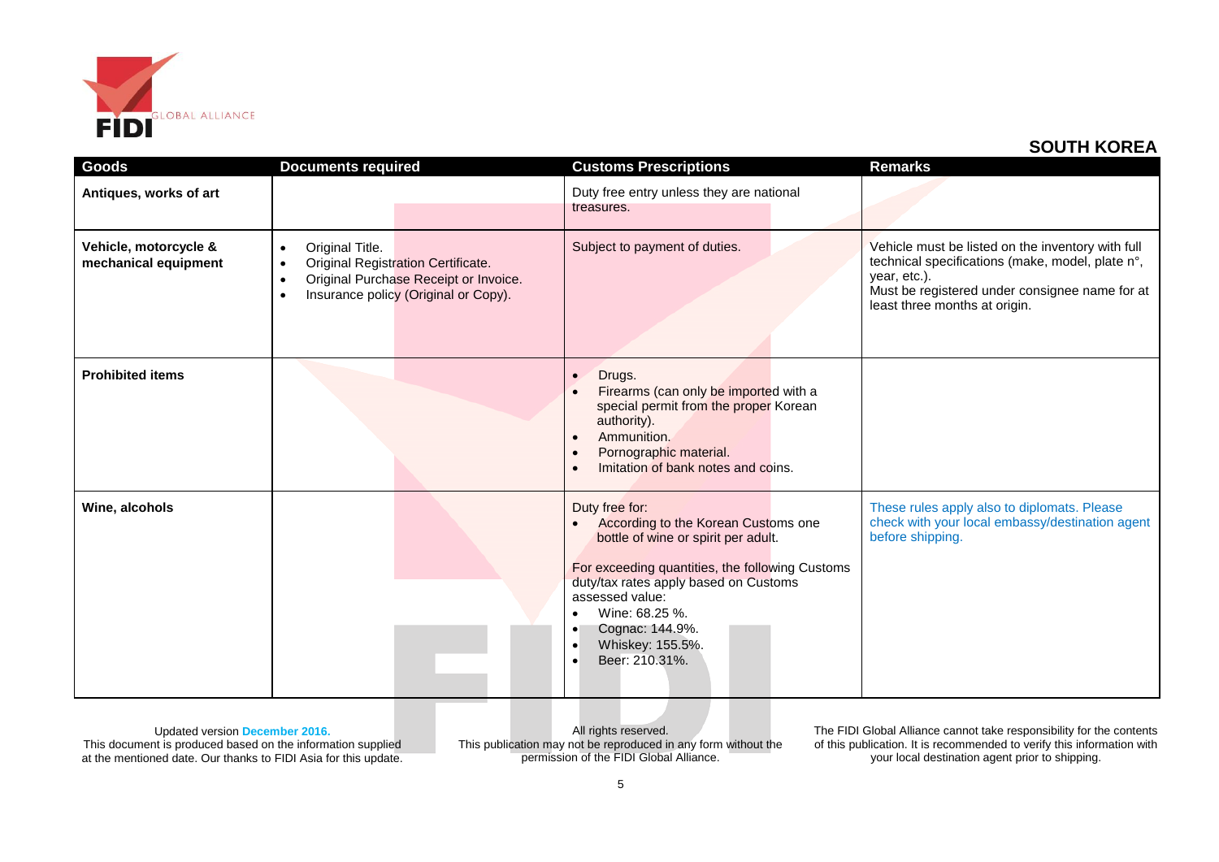## SOUTH KOREA

| Goods | Documents required | Customs Prescriptions | Remarks |
|---|---|---|---|
| **Antiques, works of art** | | Duty free entry unless they are national treasures. | |
| **Vehicle, motorcycle & mechanical equipment** | • Original Title.<br>• Original Registration Certificate.<br>• Original Purchase Receipt or Invoice.<br>• Insurance policy (Original or Copy). | Subject to payment of duties. | Vehicle must be listed on the inventory with full technical specifications (make, model, plate n°, year, etc.).<br>Must be registered under consignee name for at least three months at origin. |
| **Prohibited items** | | • Drugs.<br>• Firearms (can only be imported with a special permit from the proper Korean authority).<br>• Ammunition.<br>• Pornographic material.<br>• Imitation of bank notes and coins. | |
| **Wine, alcohols** | | Duty free for:<br>• According to the Korean Customs one bottle of wine or spirit per adult.<br><br>For exceeding quantities, the following Customs duty/tax rates apply based on Customs assessed value:<br>• Wine: 68.25 %.<br>• Cognac: 144.9%.<br>• Whiskey: 155.5%.<br>• Beer: 210.31%. | These rules apply also to diplomats. Please check with your local embassy/destination agent before shipping. |

Updated version **December 2016.**
This document is produced based on the information supplied at the mentioned date. Our thanks to FIDI Asia for this update.

All rights reserved.
This publication may not be reproduced in any form without the permission of the FIDI Global Alliance.

The FIDI Global Alliance cannot take responsibility for the contents of this publication. It is recommended to verify this information with your local destination agent prior to shipping.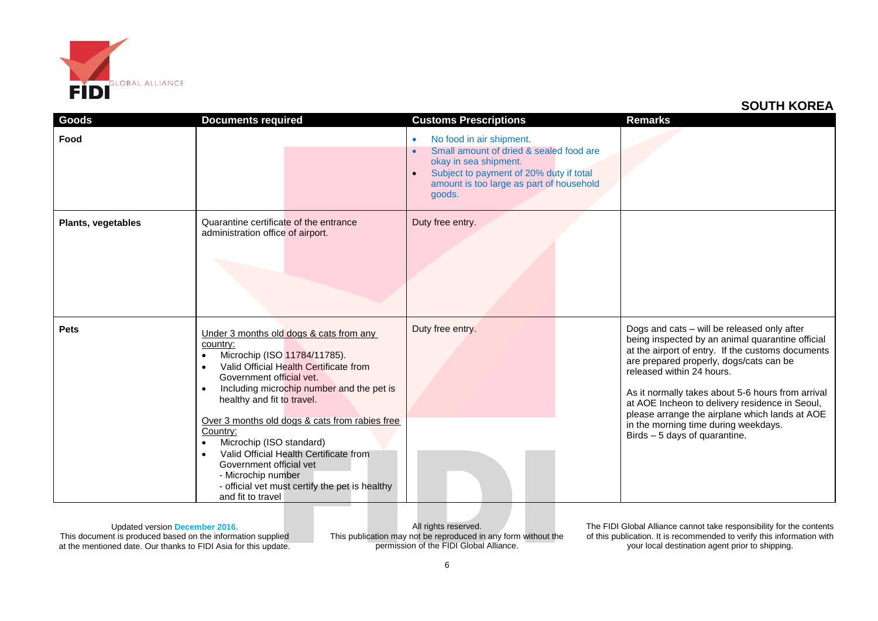## SOUTH KOREA

| Goods | Documents required | Customs Prescriptions | Remarks |
|---|---|---|---|
| **Food** | | • No food in air shipment.<br>• Small amount of dried & sealed food are okay in sea shipment.<br>• Subject to payment of 20% duty if total amount is too large as part of household goods. | |
| **Plants, vegetables** | Quarantine certificate of the entrance administration office of airport. | Duty free entry. | |
| **Pets** | Under 3 months old dogs & cats from any country:<br>• Microchip (ISO 11784/11785).<br>• Valid Official Health Certificate from Government official vet.<br>• Including microchip number and the pet is healthy and fit to travel.<br><br>Over 3 months old dogs & cats from rabies free Country:<br>• Microchip (ISO standard)<br>• Valid Official Health Certificate from Government official vet<br>- Microchip number<br>- official vet must certify the pet is healthy and fit to travel | Duty free entry. | Dogs and cats – will be released only after being inspected by an animal quarantine official at the airport of entry. If the customs documents are prepared properly, dogs/cats can be released within 24 hours.<br><br>As it normally takes about 5-6 hours from arrival at AOE Incheon to delivery residence in Seoul, please arrange the airplane which lands at AOE in the morning time during weekdays.<br>Birds – 5 days of quarantine. |

Updated version **December 2016.**
This document is produced based on the information supplied at the mentioned date. Our thanks to FIDI Asia for this update.

All rights reserved.
This publication may not be reproduced in any form without the permission of the FIDI Global Alliance.

The FIDI Global Alliance cannot take responsibility for the contents of this publication. It is recommended to verify this information with your local destination agent prior to shipping.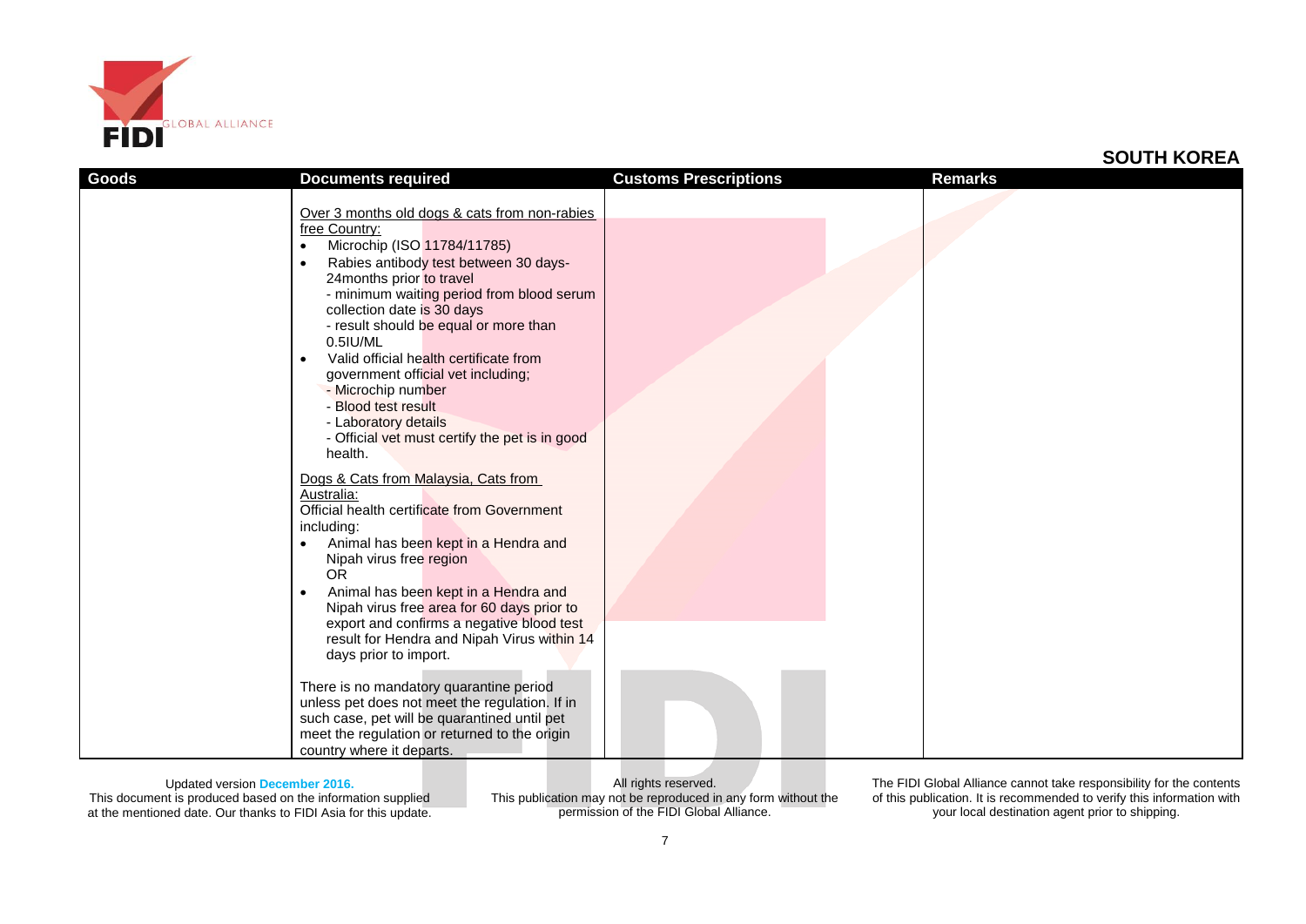## SOUTH KOREA

| Goods | Documents required | Customs Prescriptions | Remarks |
|---|---|---|---|
| | Over 3 months old dogs & cats from non-rabies free Country:<br>• Microchip (ISO 11784/11785)<br>• Rabies antibody test between 30 days-24months prior to travel<br>- minimum waiting period from blood serum collection date is 30 days<br>- result should be equal or more than 0.5IU/ML<br>• Valid official health certificate from government official vet including;<br>- Microchip number<br>- Blood test result<br>- Laboratory details<br>- Official vet must certify the pet is in good health.<br><br>Dogs & Cats from Malaysia, Cats from Australia:<br>Official health certificate from Government including:<br>• Animal has been kept in a Hendra and Nipah virus free region<br>OR<br>• Animal has been kept in a Hendra and Nipah virus free area for 60 days prior to export and confirms a negative blood test result for Hendra and Nipah Virus within 14 days prior to import.<br><br>There is no mandatory quarantine period unless pet does not meet the regulation. If in such case, pet will be quarantined until pet meet the regulation or returned to the origin country where it departs. | | |

Updated version December 2016.
This document is produced based on the information supplied at the mentioned date. Our thanks to FIDI Asia for this update.

All rights reserved.
This publication may not be reproduced in any form without the permission of the FIDI Global Alliance.

The FIDI Global Alliance cannot take responsibility for the contents of this publication. It is recommended to verify this information with your local destination agent prior to shipping.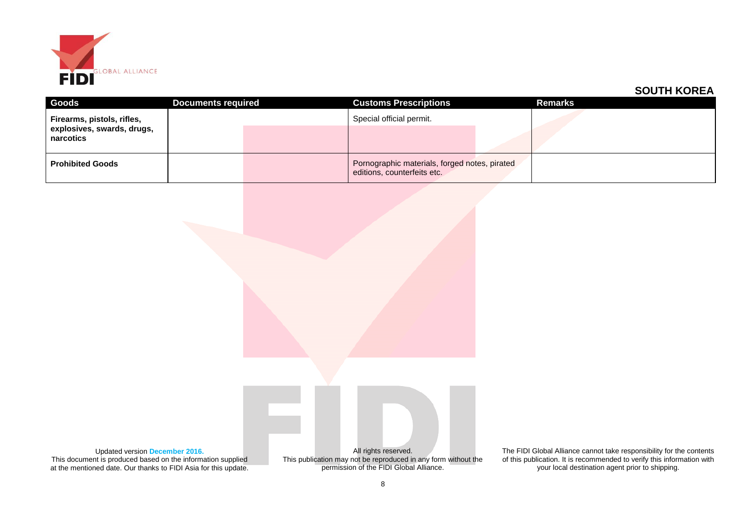## SOUTH KOREA

| Goods | Documents required | Customs Prescriptions | Remarks |
|---|---|---|---|
| **Firearms, pistols, rifles, explosives, swards, drugs, narcotics** | | Special official permit. | |
| **Prohibited Goods** | | Pornographic materials, forged notes, pirated editions, counterfeits etc. | |

Updated version **December 2016.**
This document is produced based on the information supplied at the mentioned date. Our thanks to FIDI Asia for this update.

All rights reserved.
This publication may not be reproduced in any form without the permission of the FIDI Global Alliance.

The FIDI Global Alliance cannot take responsibility for the contents of this publication. It is recommended to verify this information with your local destination agent prior to shipping.